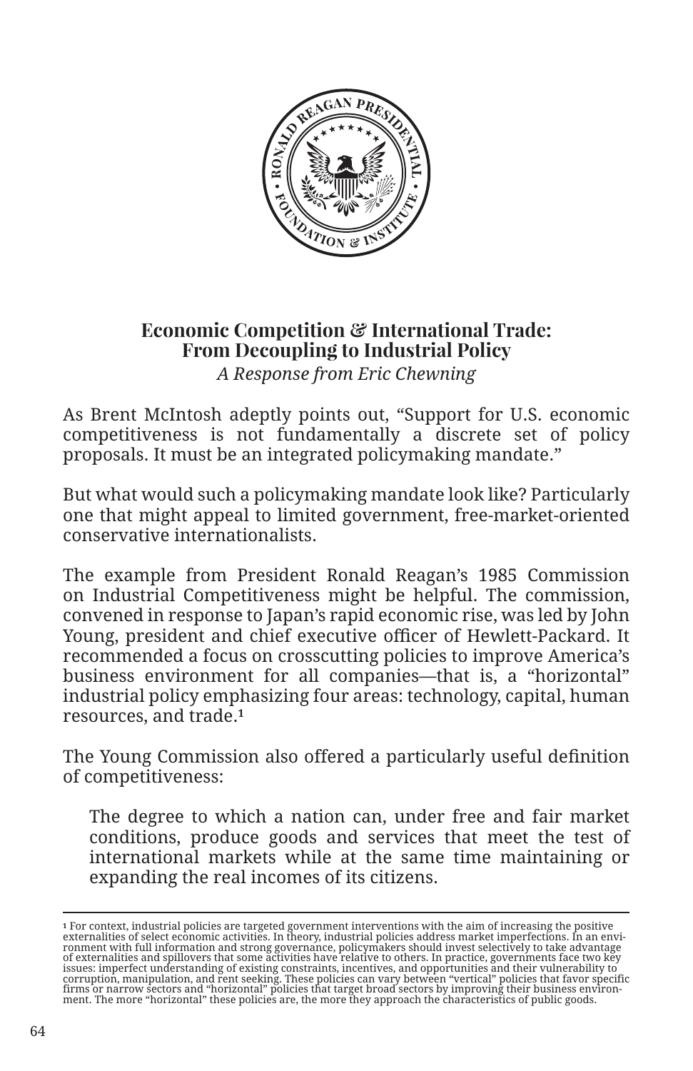## Economic Competition & International Trade: From Decoupling to Industrial Policy

*A Response from Eric Chewning*

As Brent McIntosh adeptly points out, "Support for U.S. economic competitiveness is not fundamentally a discrete set of policy proposals. It must be an integrated policymaking mandate."

But what would such a policymaking mandate look like? Particularly one that might appeal to limited government, free-market-oriented conservative internationalists.

The example from President Ronald Reagan's 1985 Commission on Industrial Competitiveness might be helpful. The commission, convened in response to Japan's rapid economic rise, was led by John Young, president and chief executive officer of Hewlett-Packard. It recommended a focus on crosscutting policies to improve America's business environment for all companies—that is, a "horizontal" industrial policy emphasizing four areas: technology, capital, human resources, and trade.[1]

The Young Commission also offered a particularly useful definition of competitiveness:

> The degree to which a nation can, under free and fair market conditions, produce goods and services that meet the test of international markets while at the same time maintaining or expanding the real incomes of its citizens.

---

[1] For context, industrial policies are targeted government interventions with the aim of increasing the positive externalities of select economic activities. In theory, industrial policies address market imperfections. In an environment with full information and strong governance, policymakers should invest selectively to take advantage of externalities and spillovers that some activities have relative to others. In practice, governments face two key issues: imperfect understanding of existing constraints, incentives, and opportunities and their vulnerability to corruption, manipulation, and rent seeking. These policies can vary between "vertical" policies that favor specific firms or narrow sectors and "horizontal" policies that target broad sectors by improving their business environment. The more "horizontal" these policies are, the more they approach the characteristics of public goods.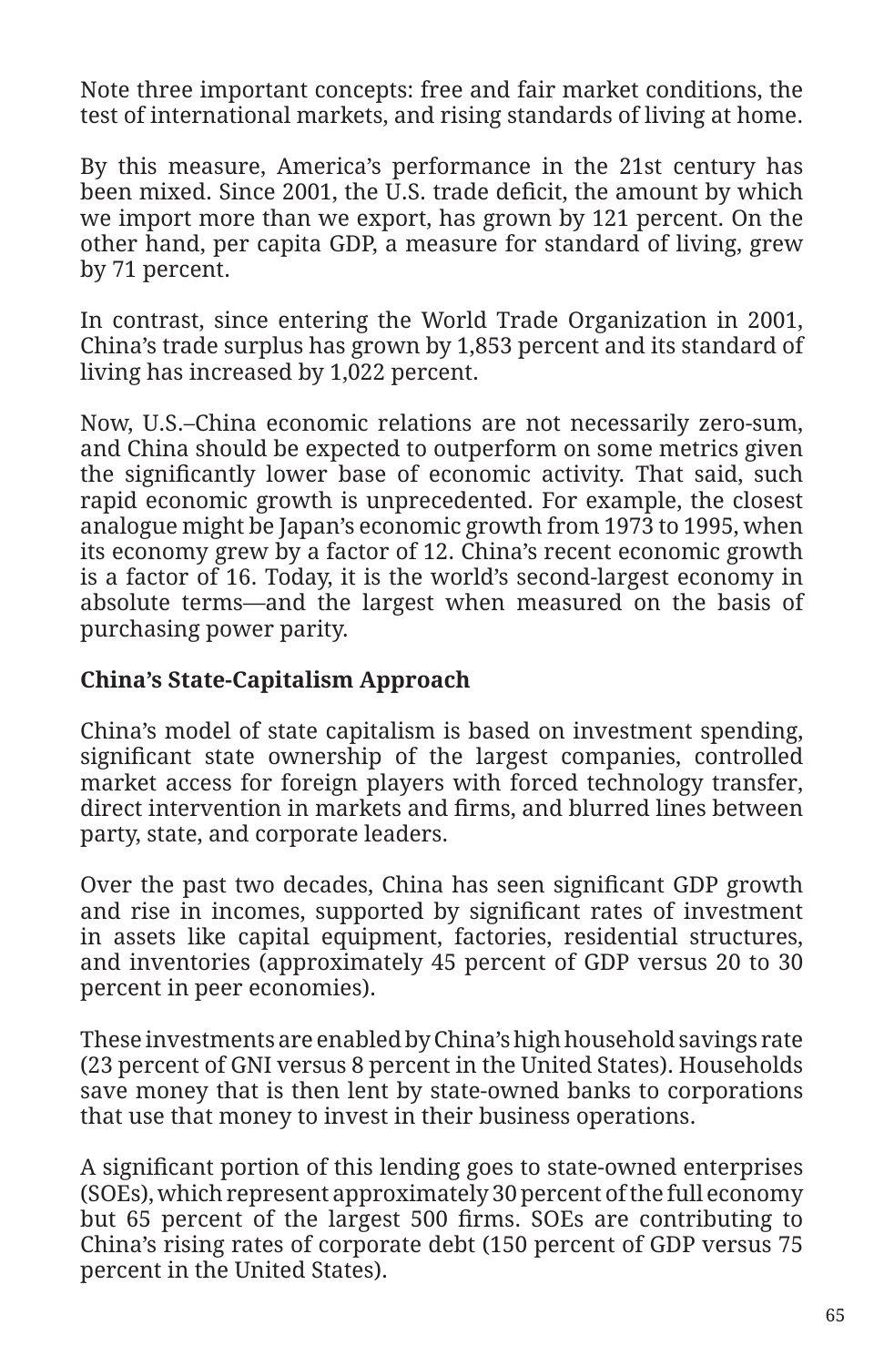Note three important concepts: free and fair market conditions, the test of international markets, and rising standards of living at home.

By this measure, America's performance in the 21st century has been mixed. Since 2001, the U.S. trade deficit, the amount by which we import more than we export, has grown by 121 percent. On the other hand, per capita GDP, a measure for standard of living, grew by 71 percent.

In contrast, since entering the World Trade Organization in 2001, China's trade surplus has grown by 1,853 percent and its standard of living has increased by 1,022 percent.

Now, U.S.–China economic relations are not necessarily zero-sum, and China should be expected to outperform on some metrics given the significantly lower base of economic activity. That said, such rapid economic growth is unprecedented. For example, the closest analogue might be Japan's economic growth from 1973 to 1995, when its economy grew by a factor of 12. China's recent economic growth is a factor of 16. Today, it is the world's second-largest economy in absolute terms—and the largest when measured on the basis of purchasing power parity.

**China's State-Capitalism Approach**

China's model of state capitalism is based on investment spending, significant state ownership of the largest companies, controlled market access for foreign players with forced technology transfer, direct intervention in markets and firms, and blurred lines between party, state, and corporate leaders.

Over the past two decades, China has seen significant GDP growth and rise in incomes, supported by significant rates of investment in assets like capital equipment, factories, residential structures, and inventories (approximately 45 percent of GDP versus 20 to 30 percent in peer economies).

These investments are enabled by China's high household savings rate (23 percent of GNI versus 8 percent in the United States). Households save money that is then lent by state-owned banks to corporations that use that money to invest in their business operations.

A significant portion of this lending goes to state-owned enterprises (SOEs), which represent approximately 30 percent of the full economy but 65 percent of the largest 500 firms. SOEs are contributing to China's rising rates of corporate debt (150 percent of GDP versus 75 percent in the United States).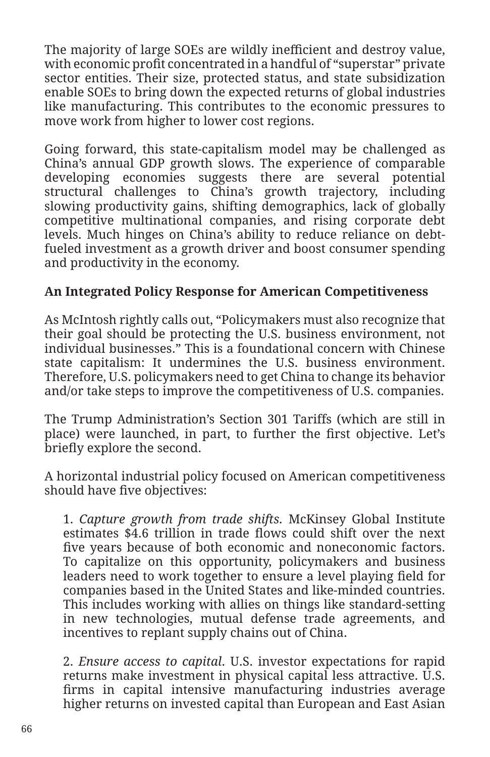The majority of large SOEs are wildly inefficient and destroy value, with economic profit concentrated in a handful of "superstar" private sector entities. Their size, protected status, and state subsidization enable SOEs to bring down the expected returns of global industries like manufacturing. This contributes to the economic pressures to move work from higher to lower cost regions.

Going forward, this state-capitalism model may be challenged as China's annual GDP growth slows. The experience of comparable developing economies suggests there are several potential structural challenges to China's growth trajectory, including slowing productivity gains, shifting demographics, lack of globally competitive multinational companies, and rising corporate debt levels. Much hinges on China's ability to reduce reliance on debt-fueled investment as a growth driver and boost consumer spending and productivity in the economy.

**An Integrated Policy Response for American Competitiveness**

As McIntosh rightly calls out, "Policymakers must also recognize that their goal should be protecting the U.S. business environment, not individual businesses." This is a foundational concern with Chinese state capitalism: It undermines the U.S. business environment. Therefore, U.S. policymakers need to get China to change its behavior and/or take steps to improve the competitiveness of U.S. companies.

The Trump Administration's Section 301 Tariffs (which are still in place) were launched, in part, to further the first objective. Let's briefly explore the second.

A horizontal industrial policy focused on American competitiveness should have five objectives:

1. *Capture growth from trade shifts.* McKinsey Global Institute estimates $4.6 trillion in trade flows could shift over the next five years because of both economic and noneconomic factors. To capitalize on this opportunity, policymakers and business leaders need to work together to ensure a level playing field for companies based in the United States and like-minded countries. This includes working with allies on things like standard-setting in new technologies, mutual defense trade agreements, and incentives to replant supply chains out of China.

2. *Ensure access to capital.* U.S. investor expectations for rapid returns make investment in physical capital less attractive. U.S. firms in capital intensive manufacturing industries average higher returns on invested capital than European and East Asian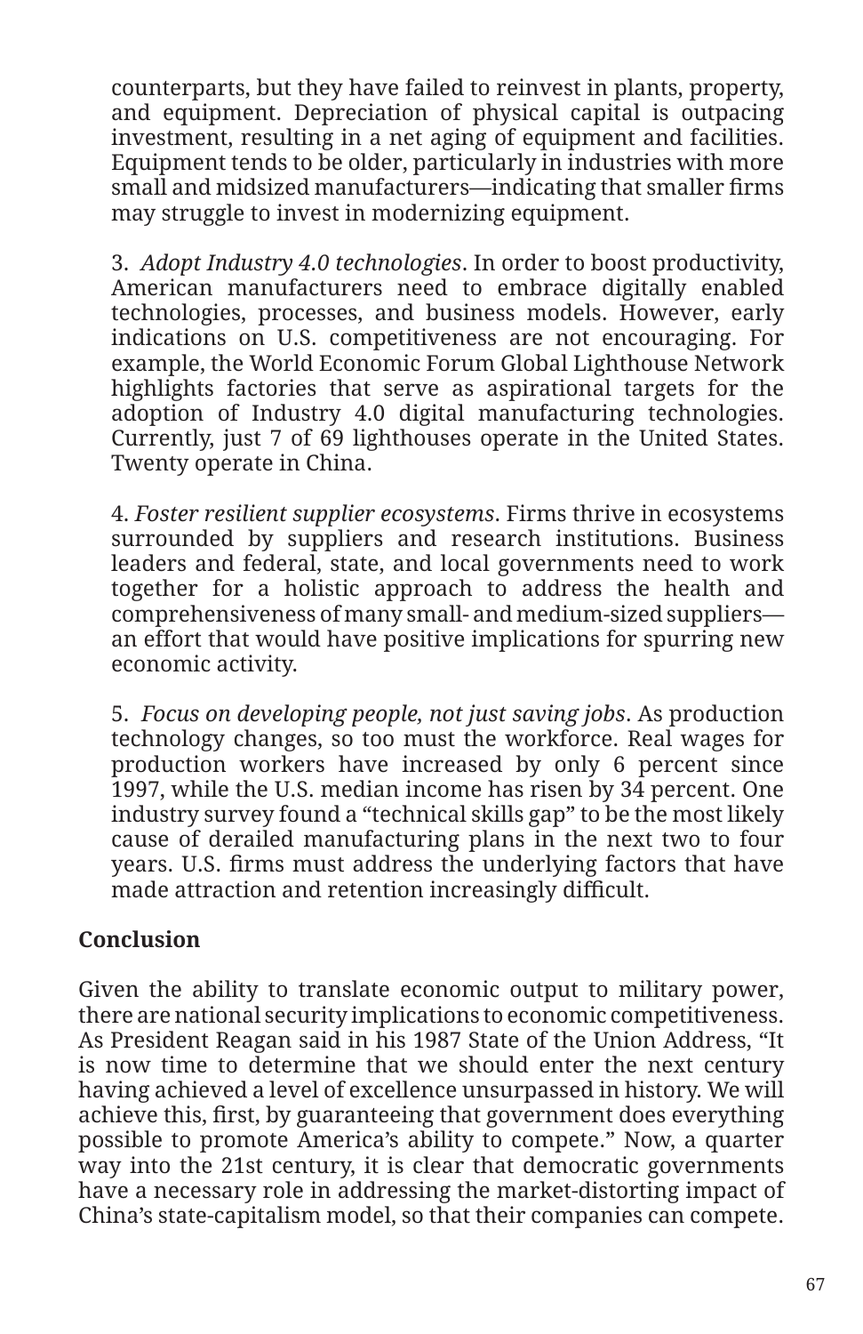counterparts, but they have failed to reinvest in plants, property, and equipment. Depreciation of physical capital is outpacing investment, resulting in a net aging of equipment and facilities. Equipment tends to be older, particularly in industries with more small and midsized manufacturers—indicating that smaller firms may struggle to invest in modernizing equipment.

3. *Adopt Industry 4.0 technologies*. In order to boost productivity, American manufacturers need to embrace digitally enabled technologies, processes, and business models. However, early indications on U.S. competitiveness are not encouraging. For example, the World Economic Forum Global Lighthouse Network highlights factories that serve as aspirational targets for the adoption of Industry 4.0 digital manufacturing technologies. Currently, just 7 of 69 lighthouses operate in the United States. Twenty operate in China.

4. *Foster resilient supplier ecosystems*. Firms thrive in ecosystems surrounded by suppliers and research institutions. Business leaders and federal, state, and local governments need to work together for a holistic approach to address the health and comprehensiveness of many small- and medium-sized suppliers—an effort that would have positive implications for spurring new economic activity.

5. *Focus on developing people, not just saving jobs*. As production technology changes, so too must the workforce. Real wages for production workers have increased by only 6 percent since 1997, while the U.S. median income has risen by 34 percent. One industry survey found a "technical skills gap" to be the most likely cause of derailed manufacturing plans in the next two to four years. U.S. firms must address the underlying factors that have made attraction and retention increasingly difficult.

**Conclusion**

Given the ability to translate economic output to military power, there are national security implications to economic competitiveness. As President Reagan said in his 1987 State of the Union Address, "It is now time to determine that we should enter the next century having achieved a level of excellence unsurpassed in history. We will achieve this, first, by guaranteeing that government does everything possible to promote America's ability to compete." Now, a quarter way into the 21st century, it is clear that democratic governments have a necessary role in addressing the market-distorting impact of China's state-capitalism model, so that their companies can compete.